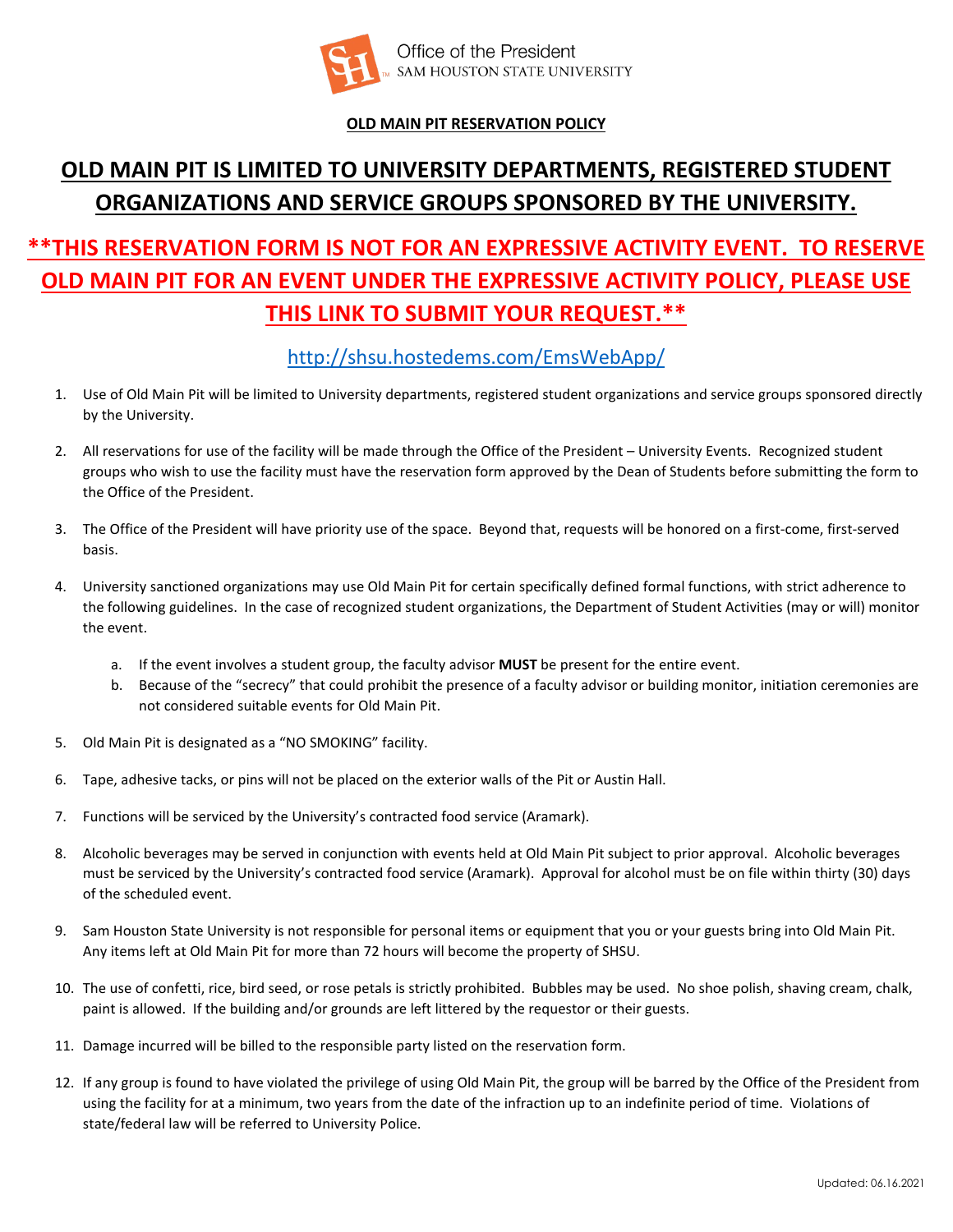Office of the President
SAM HOUSTON STATE UNIVERSITY

**OLD MAIN PIT RESERVATION POLICY**

# OLD MAIN PIT IS LIMITED TO UNIVERSITY DEPARTMENTS, REGISTERED STUDENT ORGANIZATIONS AND SERVICE GROUPS SPONSORED BY THE UNIVERSITY.

## **THIS RESERVATION FORM IS NOT FOR AN EXPRESSIVE ACTIVITY EVENT. TO RESERVE OLD MAIN PIT FOR AN EVENT UNDER THE EXPRESSIVE ACTIVITY POLICY, PLEASE USE THIS LINK TO SUBMIT YOUR REQUEST.**

http://shsu.hostedems.com/EmsWebApp/

1. Use of Old Main Pit will be limited to University departments, registered student organizations and service groups sponsored directly by the University.

2. All reservations for use of the facility will be made through the Office of the President – University Events. Recognized student groups who wish to use the facility must have the reservation form approved by the Dean of Students before submitting the form to the Office of the President.

3. The Office of the President will have priority use of the space. Beyond that, requests will be honored on a first-come, first-served basis.

4. University sanctioned organizations may use Old Main Pit for certain specifically defined formal functions, with strict adherence to the following guidelines. In the case of recognized student organizations, the Department of Student Activities (may or will) monitor the event.

    a. If the event involves a student group, the faculty advisor **MUST** be present for the entire event.
    b. Because of the "secrecy" that could prohibit the presence of a faculty advisor or building monitor, initiation ceremonies are not considered suitable events for Old Main Pit.

5. Old Main Pit is designated as a "NO SMOKING" facility.

6. Tape, adhesive tacks, or pins will not be placed on the exterior walls of the Pit or Austin Hall.

7. Functions will be serviced by the University's contracted food service (Aramark).

8. Alcoholic beverages may be served in conjunction with events held at Old Main Pit subject to prior approval. Alcoholic beverages must be serviced by the University's contracted food service (Aramark). Approval for alcohol must be on file within thirty (30) days of the scheduled event.

9. Sam Houston State University is not responsible for personal items or equipment that you or your guests bring into Old Main Pit. Any items left at Old Main Pit for more than 72 hours will become the property of SHSU.

10. The use of confetti, rice, bird seed, or rose petals is strictly prohibited. Bubbles may be used. No shoe polish, shaving cream, chalk, paint is allowed. If the building and/or grounds are left littered by the requestor or their guests.

11. Damage incurred will be billed to the responsible party listed on the reservation form.

12. If any group is found to have violated the privilege of using Old Main Pit, the group will be barred by the Office of the President from using the facility for at a minimum, two years from the date of the infraction up to an indefinite period of time. Violations of state/federal law will be referred to University Police.

Updated: 06.16.2021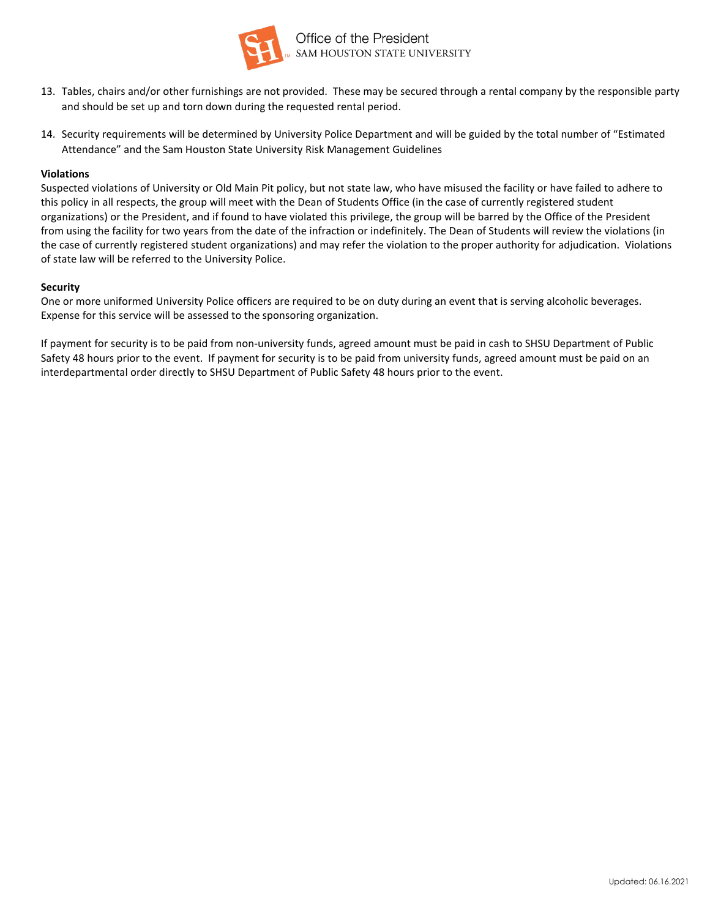13. Tables, chairs and/or other furnishings are not provided. These may be secured through a rental company by the responsible party and should be set up and torn down during the requested rental period.

14. Security requirements will be determined by University Police Department and will be guided by the total number of "Estimated Attendance" and the Sam Houston State University Risk Management Guidelines

**Violations**

Suspected violations of University or Old Main Pit policy, but not state law, who have misused the facility or have failed to adhere to this policy in all respects, the group will meet with the Dean of Students Office (in the case of currently registered student organizations) or the President, and if found to have violated this privilege, the group will be barred by the Office of the President from using the facility for two years from the date of the infraction or indefinitely. The Dean of Students will review the violations (in the case of currently registered student organizations) and may refer the violation to the proper authority for adjudication. Violations of state law will be referred to the University Police.

**Security**

One or more uniformed University Police officers are required to be on duty during an event that is serving alcoholic beverages. Expense for this service will be assessed to the sponsoring organization.

If payment for security is to be paid from non-university funds, agreed amount must be paid in cash to SHSU Department of Public Safety 48 hours prior to the event. If payment for security is to be paid from university funds, agreed amount must be paid on an interdepartmental order directly to SHSU Department of Public Safety 48 hours prior to the event.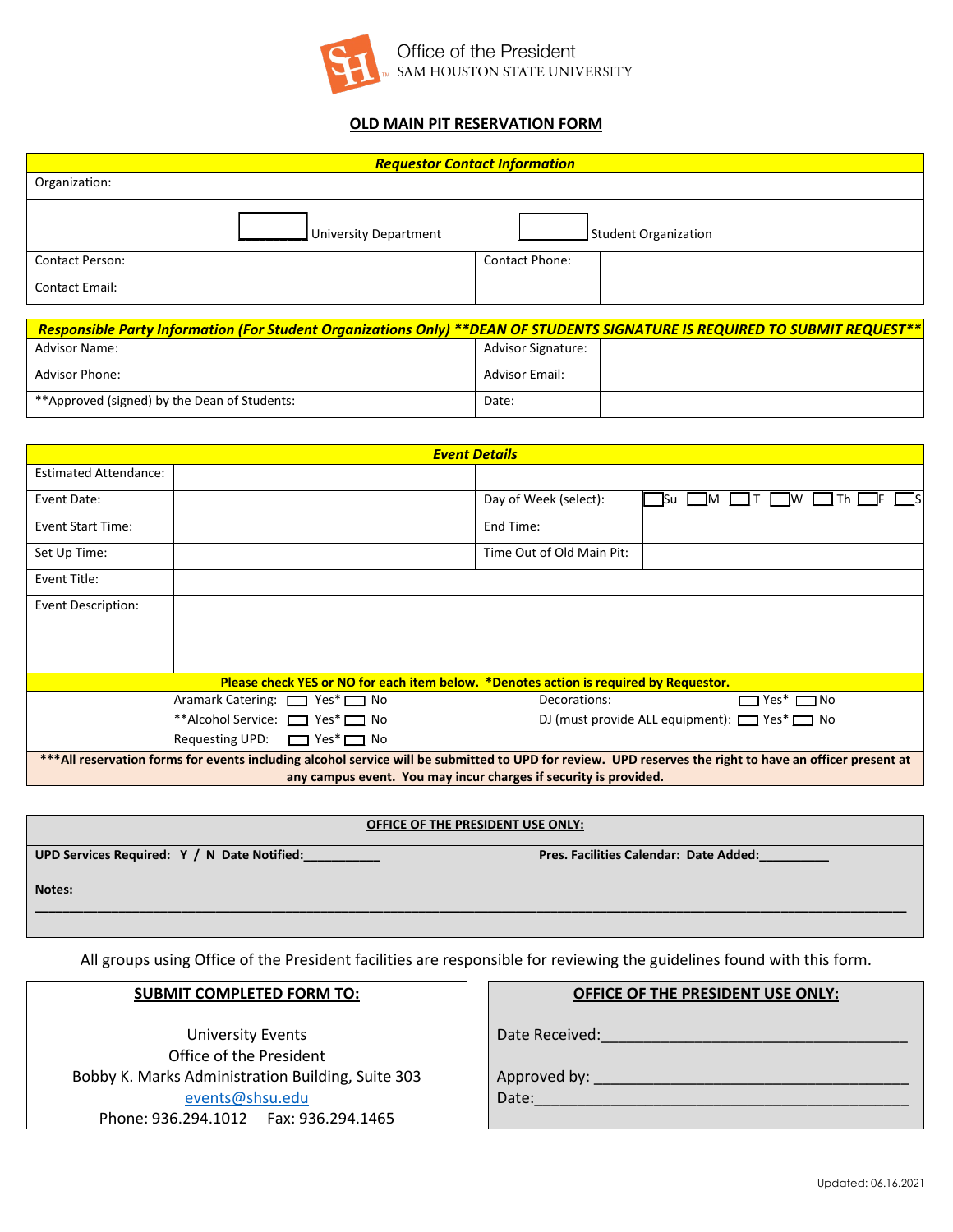Office of the President
SAM HOUSTON STATE UNIVERSITY

## OLD MAIN PIT RESERVATION FORM

| ***Requestor Contact Information*** | | | |
|---|---|---|---|
| Organization: | | | |
| ☐ University Department | | ☐ Student Organization | |
| Contact Person: | | Contact Phone: | |
| Contact Email: | | | |

| ***Responsible Party Information (For Student Organizations Only) **DEAN OF STUDENTS SIGNATURE IS REQUIRED TO SUBMIT REQUEST**** | | | |
|---|---|---|---|
| Advisor Name: | | Advisor Signature: | |
| Advisor Phone: | | Advisor Email: | |
| **Approved (signed) by the Dean of Students: | | Date: | |

| ***Event Details*** | | | |
|---|---|---|---|
| Estimated Attendance: | | | |
| Event Date: | | Day of Week (select): | ☐Su ☐M ☐T ☐W ☐Th ☐F ☐S |
| Event Start Time: | | End Time: | |
| Set Up Time: | | Time Out of Old Main Pit: | |
| Event Title: | | | |
| Event Description: | | | |

**Please check YES or NO for each item below. *Denotes action is required by Requestor.**

| | | | |
|---|---|---|---|
| Aramark Catering: | ☐ Yes* ☐ No | Decorations: | ☐ Yes* ☐ No |
| **Alcohol Service: | ☐ Yes* ☐ No | DJ (must provide ALL equipment): | ☐ Yes* ☐ No |
| Requesting UPD: | ☐ Yes* ☐ No | | |

*****All reservation forms for events including alcohol service will be submitted to UPD for review. UPD reserves the right to have an officer present at any campus event. You may incur charges if security is provided.**

**OFFICE OF THE PRESIDENT USE ONLY:**

**UPD Services Required: Y / N Date Notified:___________** **Pres. Facilities Calendar: Date Added:__________**

**Notes:**

___________________________________________________________________________

All groups using Office of the President facilities are responsible for reviewing the guidelines found with this form.

**SUBMIT COMPLETED FORM TO:**

University Events
Office of the President
Bobby K. Marks Administration Building, Suite 303
events@shsu.edu
Phone: 936.294.1012 Fax: 936.294.1465

**OFFICE OF THE PRESIDENT USE ONLY:**

Date Received:___________________________________

Approved by: ____________________________________
Date:___________________________________________

Updated: 06.16.2021